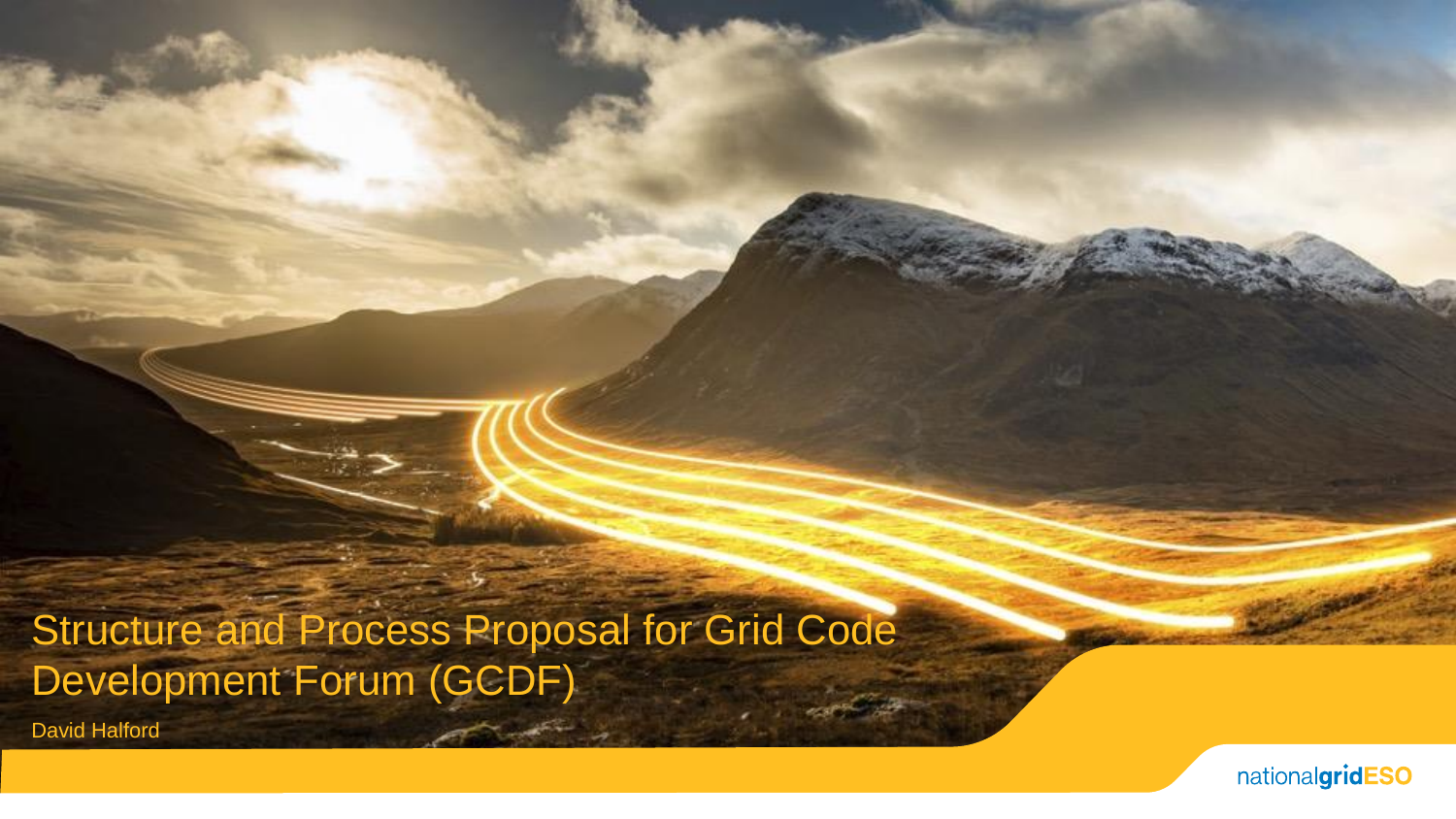# Structure and Process Proposal for Grid Code Development Forum (GCDF)

David Halford

nationalgridESO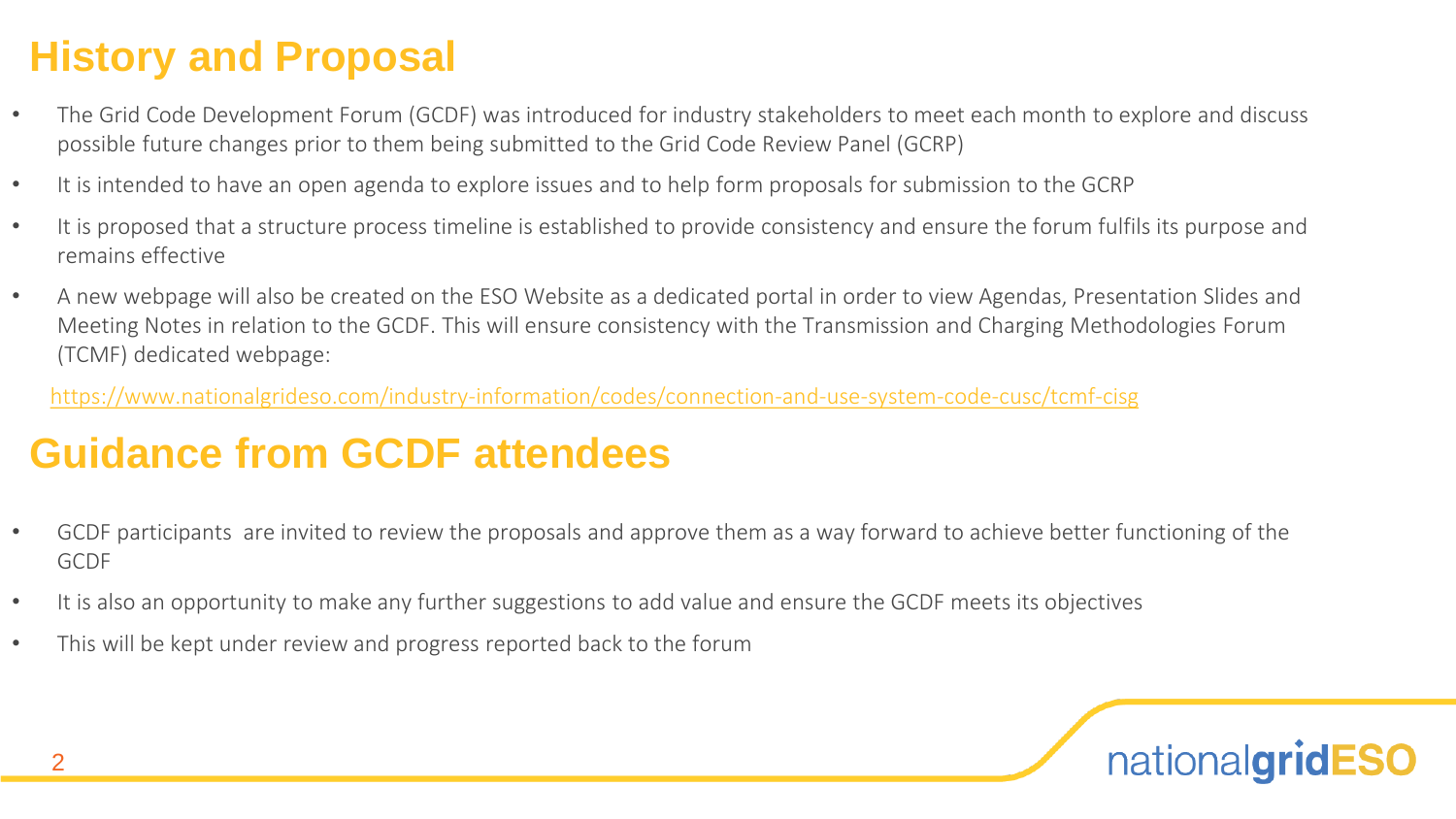# History and Proposal

- The Grid Code Development Forum (GCDF) was introduced for industry stakeholders to meet each month to explore and discuss possible future changes prior to them being submitted to the Grid Code Review Panel (GCRP)
- It is intended to have an open agenda to explore issues and to help form proposals for submission to the GCRP
- It is proposed that a structure process timeline is established to provide consistency and ensure the forum fulfils its purpose and remains effective
- A new webpage will also be created on the ESO Website as a dedicated portal in order to view Agendas, Presentation Slides and Meeting Notes in relation to the GCDF. This will ensure consistency with the Transmission and Charging Methodologies Forum (TCMF) dedicated webpage:

https://www.nationalgrideso.com/industry-information/codes/connection-and-use-system-code-cusc/tcmf-cisg

# Guidance from GCDF attendees

- GCDF participants are invited to review the proposals and approve them as a way forward to achieve better functioning of the GCDF
- It is also an opportunity to make any further suggestions to add value and ensure the GCDF meets its objectives
- This will be kept under review and progress reported back to the forum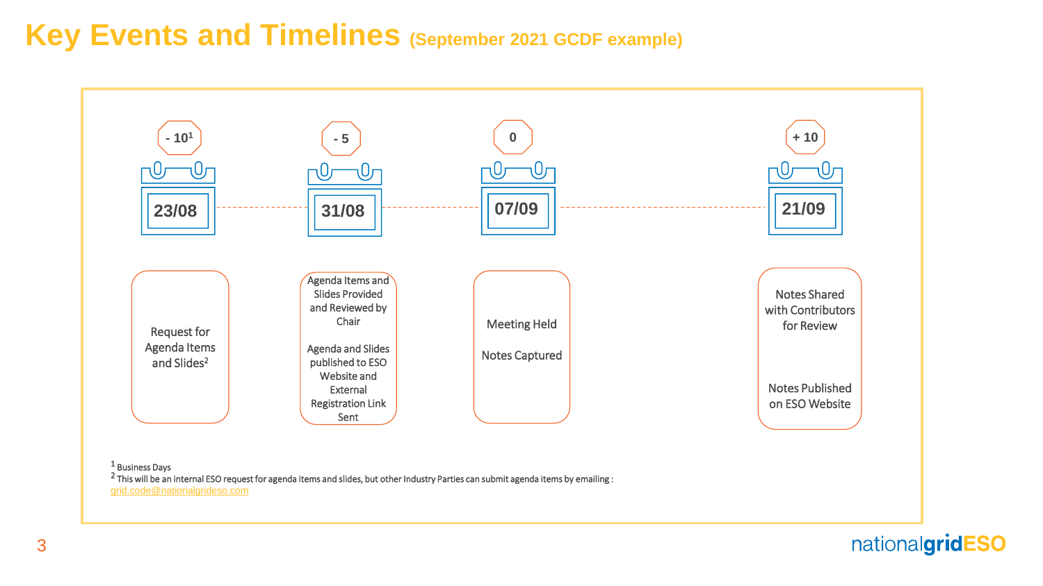# Key Events and Timelines (September 2021 GCDF example)

| Business day | Date | Event |
|---|---|---|
| - 10[1] | 23/08 | Request for Agenda Items and Slides[2] |
| - 5 | 31/08 | Agenda Items and Slides Provided and Reviewed by Chair<br><br>Agenda and Slides published to ESO Website and External Registration Link Sent |
| 0 | 07/09 | Meeting Held<br><br>Notes Captured |
| + 10 | 21/09 | Notes Shared with Contributors for Review<br><br>Notes Published on ESO Website |

[1] Business Days

[2] This will be an internal ESO request for agenda items and slides, but other Industry Parties can submit agenda items by emailing : grid.code@nationalgrideso.com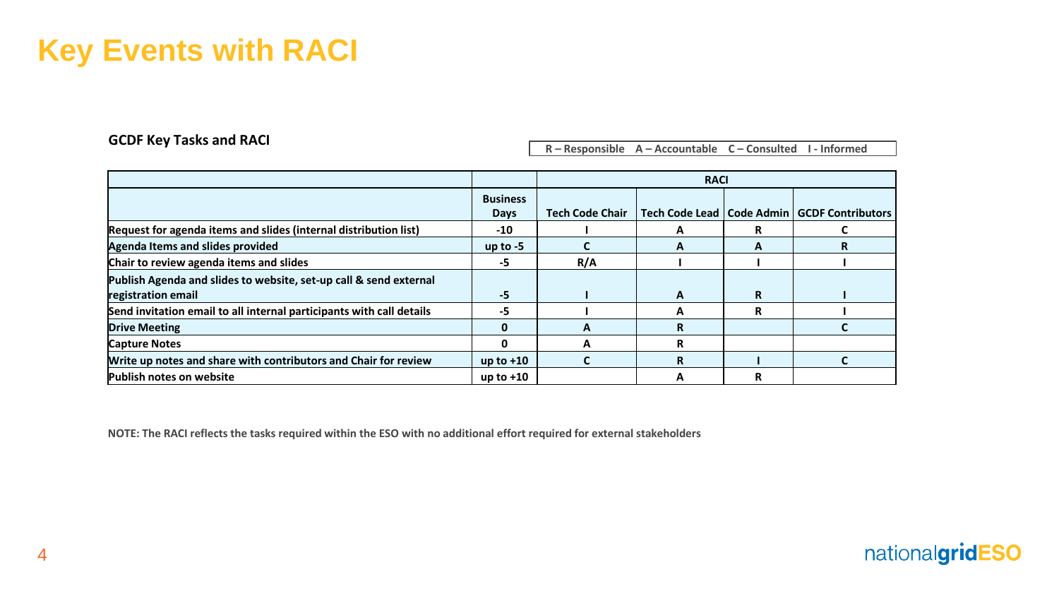# Key Events with RACI

**GCDF Key Tasks and RACI**

R – Responsible A – Accountable C – Consulted I - Informed

| | | RACI | | | |
|---|---|---|---|---|---|
| | **Business Days** | **Tech Code Chair** | **Tech Code Lead** | **Code Admin** | **GCDF Contributors** |
| **Request for agenda items and slides (internal distribution list)** | **-10** | **I** | **A** | **R** | **C** |
| **Agenda Items and slides provided** | **up to -5** | **C** | **A** | **A** | **R** |
| **Chair to review agenda items and slides** | **-5** | **R/A** | **I** | **I** | **I** |
| **Publish Agenda and slides to website, set-up call & send external registration email** | **-5** | **I** | **A** | **R** | **I** |
| **Send invitation email to all internal participants with call details** | **-5** | **I** | **A** | **R** | **I** |
| **Drive Meeting** | **0** | **A** | **R** | | **C** |
| **Capture Notes** | **0** | **A** | **R** | | |
| **Write up notes and share with contributors and Chair for review** | **up to +10** | **C** | **R** | **I** | **C** |
| **Publish notes on website** | **up to +10** | | **A** | **R** | |

**NOTE: The RACI reflects the tasks required within the ESO with no additional effort required for external stakeholders**